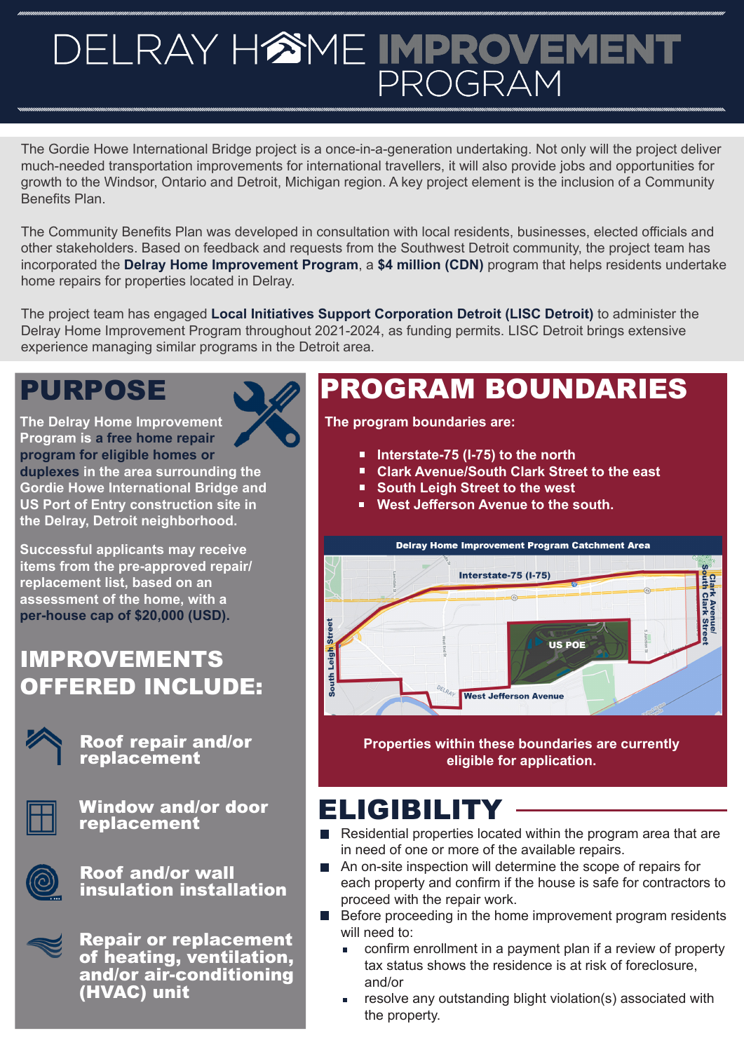# DELRAY HOME IMPROVEMENT PROGRAM

The Gordie Howe International Bridge project is a once-in-a-generation undertaking. Not only will the project deliver much-needed transportation improvements for international travellers, it will also provide jobs and opportunities for growth to the Windsor, Ontario and Detroit, Michigan region. A key project element is the inclusion of a Community Benefits Plan.

The Community Benefits Plan was developed in consultation with local residents, businesses, elected officials and other stakeholders. Based on feedback and requests from the Southwest Detroit community, the project team has incorporated the **Delray Home Improvement Program**, a **$4 million (CDN)** program that helps residents undertake home repairs for properties located in Delray.

The project team has engaged **Local Initiatives Support Corporation Detroit (LISC Detroit)** to administer the Delray Home Improvement Program throughout 2021-2024, as funding permits. LISC Detroit brings extensive experience managing similar programs in the Detroit area.

## PURPOSE

**The Delray Home Improvement Program is a free home repair program for eligible homes or duplexes in the area surrounding the Gordie Howe International Bridge and US Port of Entry construction site in the Delray, Detroit neighborhood.**

**Successful applicants may receive items from the pre-approved repair/replacement list, based on an assessment of the home, with a per-house cap of $20,000 (USD).**

## IMPROVEMENTS OFFERED INCLUDE:

- **Roof repair and/or replacement**
- **Window and/or door replacement**
- **Roof and/or wall insulation installation**
- **Repair or replacement of heating, ventilation, and/or air-conditioning (HVAC) unit**

## PROGRAM BOUNDARIES

**The program boundaries are:**

- **Interstate-75 (I-75) to the north**
- **Clark Avenue/South Clark Street to the east**
- **South Leigh Street to the west**
- **West Jefferson Avenue to the south.**

Delray Home Improvement Program Catchment Area

Interstate-75 (I-75)

Clark Avenue/ South Clark Street

South Leigh Street

US POE

West Jefferson Avenue

**Properties within these boundaries are currently eligible for application.**

## ELIGIBILITY

- Residential properties located within the program area that are in need of one or more of the available repairs.
- An on-site inspection will determine the scope of repairs for each property and confirm if the house is safe for contractors to proceed with the repair work.
- Before proceeding in the home improvement program residents will need to:
  - confirm enrollment in a payment plan if a review of property tax status shows the residence is at risk of foreclosure, and/or
  - resolve any outstanding blight violation(s) associated with the property.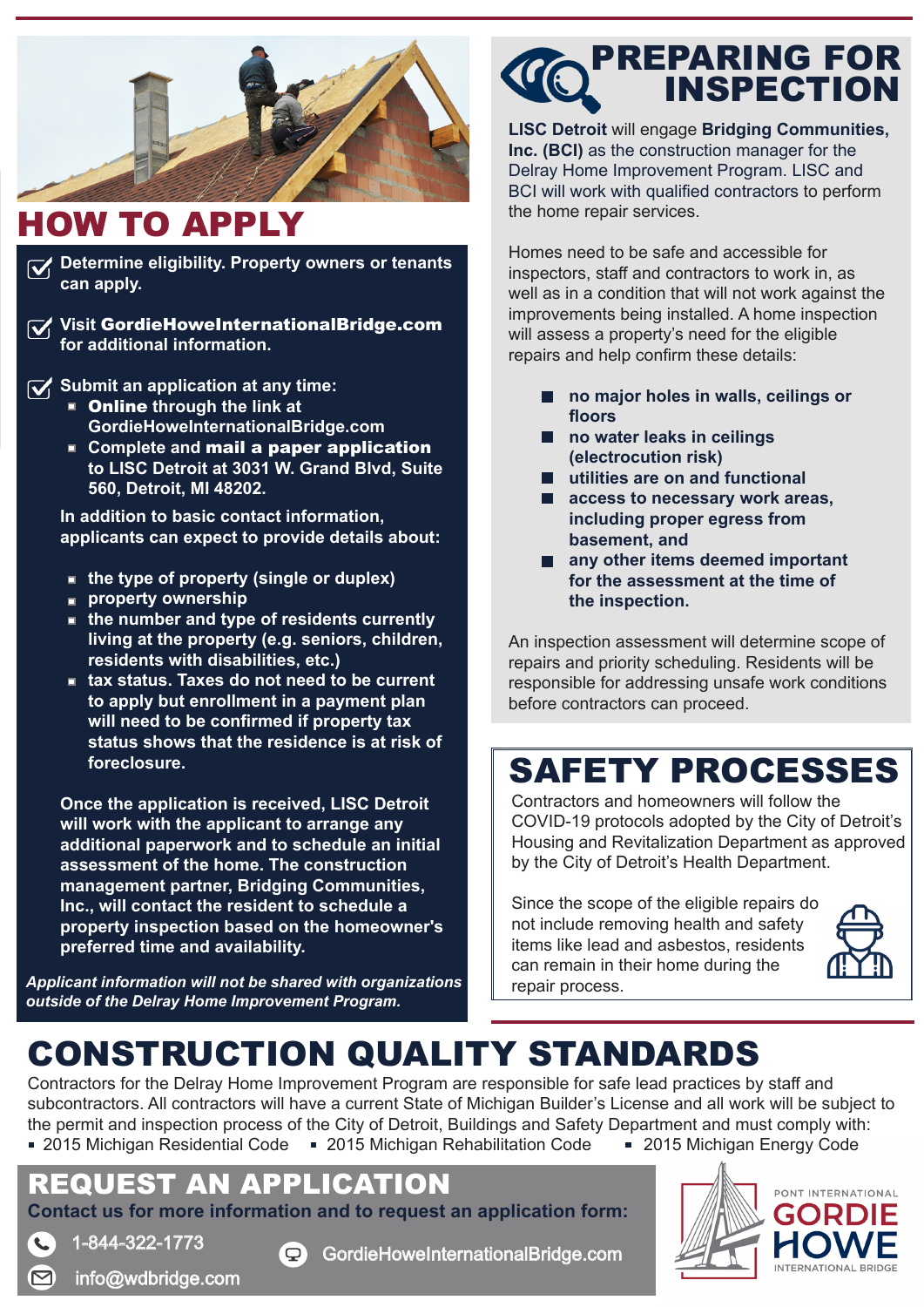# HOW TO APPLY

- **Determine eligibility. Property owners or tenants can apply.**
- **Visit GordieHoweInternationalBridge.com for additional information.**
- **Submit an application at any time:**
  - **Online through the link at GordieHoweInternationalBridge.com**
  - **Complete and mail a paper application to LISC Detroit at 3031 W. Grand Blvd, Suite 560, Detroit, MI 48202.**

**In addition to basic contact information, applicants can expect to provide details about:**

- **the type of property (single or duplex)**
- **property ownership**
- **the number and type of residents currently living at the property (e.g. seniors, children, residents with disabilities, etc.)**
- **tax status. Taxes do not need to be current to apply but enrollment in a payment plan will need to be confirmed if property tax status shows that the residence is at risk of foreclosure.**

**Once the application is received, LISC Detroit will work with the applicant to arrange any additional paperwork and to schedule an initial assessment of the home. The construction management partner, Bridging Communities, Inc., will contact the resident to schedule a property inspection based on the homeowner's preferred time and availability.**

***Applicant information will not be shared with organizations outside of the Delray Home Improvement Program.***

# PREPARING FOR INSPECTION

**LISC Detroit** will engage **Bridging Communities, Inc. (BCI)** as the construction manager for the Delray Home Improvement Program. LISC and BCI will work with qualified contractors to perform the home repair services.

Homes need to be safe and accessible for inspectors, staff and contractors to work in, as well as in a condition that will not work against the improvements being installed. A home inspection will assess a property's need for the eligible repairs and help confirm these details:

- **no major holes in walls, ceilings or floors**
- **no water leaks in ceilings (electrocution risk)**
- **utilities are on and functional**
- **access to necessary work areas, including proper egress from basement, and**
- **any other items deemed important for the assessment at the time of the inspection.**

An inspection assessment will determine scope of repairs and priority scheduling. Residents will be responsible for addressing unsafe work conditions before contractors can proceed.

# SAFETY PROCESSES

Contractors and homeowners will follow the COVID-19 protocols adopted by the City of Detroit's Housing and Revitalization Department as approved by the City of Detroit's Health Department.

Since the scope of the eligible repairs do not include removing health and safety items like lead and asbestos, residents can remain in their home during the repair process.

# CONSTRUCTION QUALITY STANDARDS

Contractors for the Delray Home Improvement Program are responsible for safe lead practices by staff and subcontractors. All contractors will have a current State of Michigan Builder's License and all work will be subject to the permit and inspection process of the City of Detroit, Buildings and Safety Department and must comply with:

- 2015 Michigan Residential Code
- 2015 Michigan Rehabilitation Code
- 2015 Michigan Energy Code

# REQUEST AN APPLICATION

**Contact us for more information and to request an application form:**

1-844-322-1773

info@wdbridge.com

GordieHoweInternationalBridge.com

PONT INTERNATIONAL GORDIE HOWE INTERNATIONAL BRIDGE